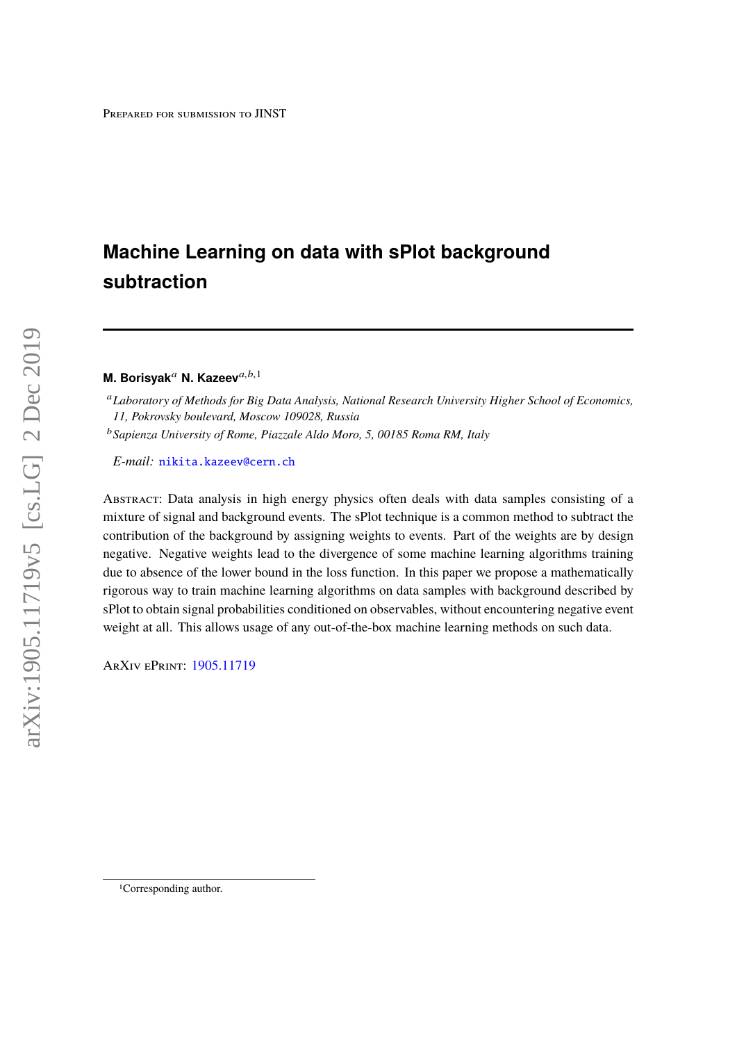Prepared for submission to JINST

# Machine Learning on data with sPlot background subtraction

**M. Borisyak**[a] **N. Kazeev**[a,b,1]

[a] *Laboratory of Methods for Big Data Analysis, National Research University Higher School of Economics, 11, Pokrovsky boulevard, Moscow 109028, Russia*

[b] *Sapienza University of Rome, Piazzale Aldo Moro, 5, 00185 Roma RM, Italy*

*E-mail:* nikita.kazeev@cern.ch

Abstract: Data analysis in high energy physics often deals with data samples consisting of a mixture of signal and background events. The sPlot technique is a common method to subtract the contribution of the background by assigning weights to events. Part of the weights are by design negative. Negative weights lead to the divergence of some machine learning algorithms training due to absence of the lower bound in the loss function. In this paper we propose a mathematically rigorous way to train machine learning algorithms on data samples with background described by sPlot to obtain signal probabilities conditioned on observables, without encountering negative event weight at all. This allows usage of any out-of-the-box machine learning methods on such data.

ArXiv ePrint: 1905.11719

[1] Corresponding author.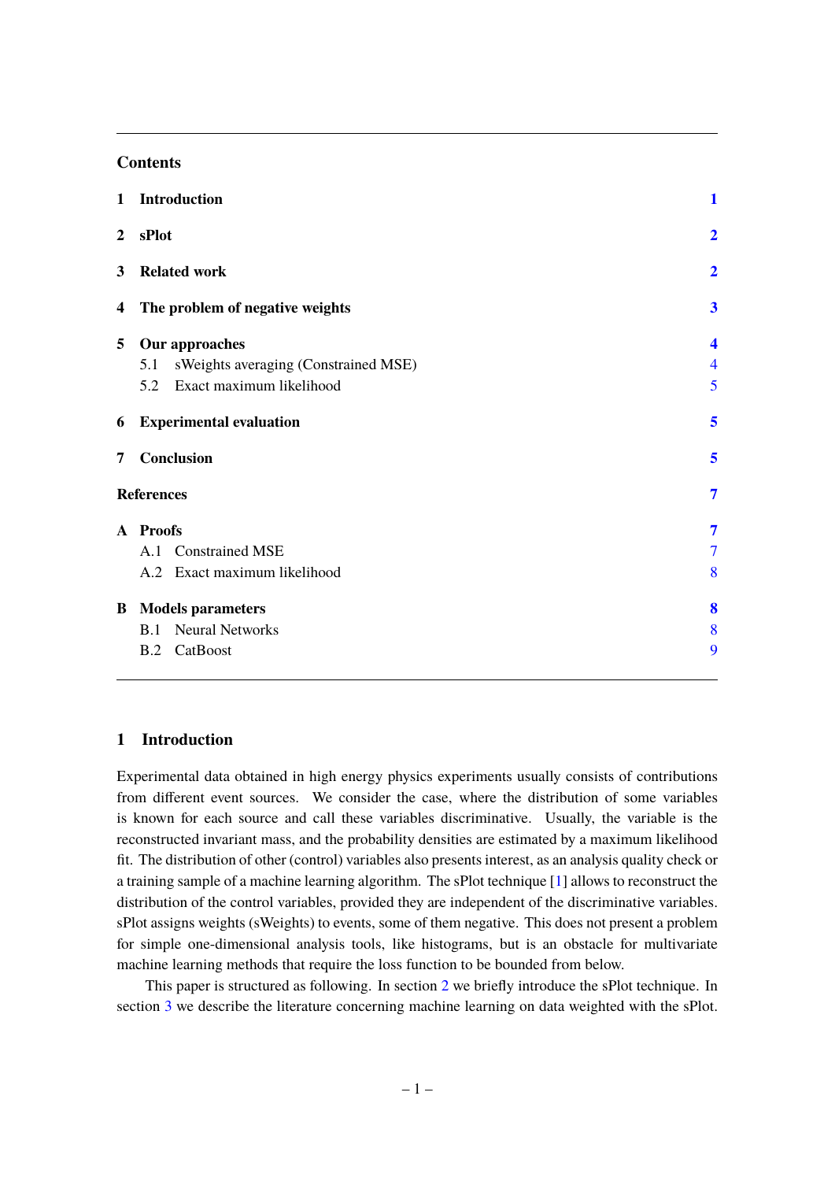## Contents

| | | |
|---|---|---|
| **1** | **Introduction** | **1** |
| **2** | **sPlot** | **2** |
| **3** | **Related work** | **2** |
| **4** | **The problem of negative weights** | **3** |
| **5** | **Our approaches** | **4** |
| | 5.1 sWeights averaging (Constrained MSE) | 4 |
| | 5.2 Exact maximum likelihood | 5 |
| **6** | **Experimental evaluation** | **5** |
| **7** | **Conclusion** | **5** |
| | **References** | **7** |
| **A** | **Proofs** | **7** |
| | A.1 Constrained MSE | 7 |
| | A.2 Exact maximum likelihood | 8 |
| **B** | **Models parameters** | **8** |
| | B.1 Neural Networks | 8 |
| | B.2 CatBoost | 9 |

## 1 Introduction

Experimental data obtained in high energy physics experiments usually consists of contributions from different event sources. We consider the case, where the distribution of some variables is known for each source and call these variables discriminative. Usually, the variable is the reconstructed invariant mass, and the probability densities are estimated by a maximum likelihood fit. The distribution of other (control) variables also presents interest, as an analysis quality check or a training sample of a machine learning algorithm. The sPlot technique [1] allows to reconstruct the distribution of the control variables, provided they are independent of the discriminative variables. sPlot assigns weights (sWeights) to events, some of them negative. This does not present a problem for simple one-dimensional analysis tools, like histograms, but is an obstacle for multivariate machine learning methods that require the loss function to be bounded from below.

This paper is structured as following. In section 2 we briefly introduce the sPlot technique. In section 3 we describe the literature concerning machine learning on data weighted with the sPlot.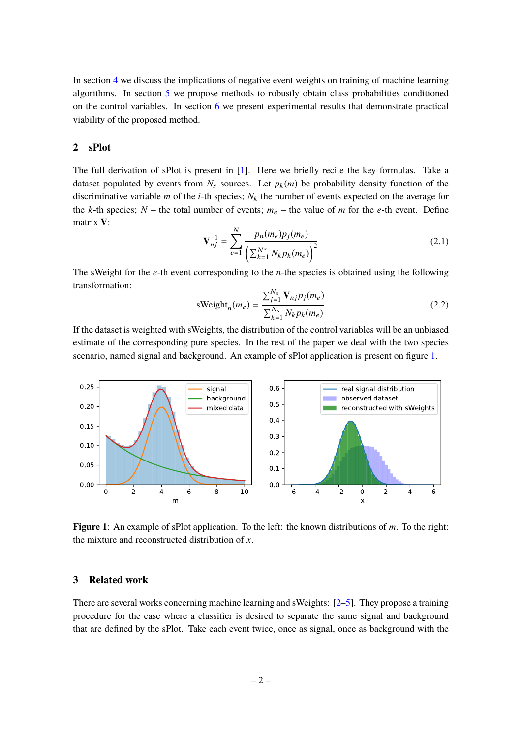In section 4 we discuss the implications of negative event weights on training of machine learning algorithms. In section 5 we propose methods to robustly obtain class probabilities conditioned on the control variables. In section 6 we present experimental results that demonstrate practical viability of the proposed method.

## 2 sPlot

The full derivation of sPlot is present in [1]. Here we briefly recite the key formulas. Take a dataset populated by events from $N_s$ sources. Let $p_k(m)$ be probability density function of the discriminative variable $m$ of the $i$-th species; $N_k$ the number of events expected on the average for the $k$-th species; $N$ – the total number of events; $m_e$ – the value of $m$ for the $e$-th event. Define matrix $\mathbf{V}$:

$$\mathbf{V}_{nj}^{-1} = \sum_{e=1}^{N} \frac{p_n(m_e)p_j(m_e)}{\left(\sum_{k=1}^{N_s} N_k p_k(m_e)\right)^2} \tag{2.1}$$

The sWeight for the $e$-th event corresponding to the $n$-the species is obtained using the following transformation:

$$\text{sWeight}_n(m_e) = \frac{\sum_{j=1}^{N_s} \mathbf{V}_{nj} p_j(m_e)}{\sum_{k=1}^{N_s} N_k p_k(m_e)} \tag{2.2}$$

If the dataset is weighted with sWeights, the distribution of the control variables will be an unbiased estimate of the corresponding pure species. In the rest of the paper we deal with the two species scenario, named signal and background. An example of sPlot application is present on figure 1.

**Figure 1**: An example of sPlot application. To the left: the known distributions of $m$. To the right: the mixture and reconstructed distribution of $x$.

## 3 Related work

There are several works concerning machine learning and sWeights: [2–5]. They propose a training procedure for the case where a classifier is desired to separate the same signal and background that are defined by the sPlot. Take each event twice, once as signal, once as background with the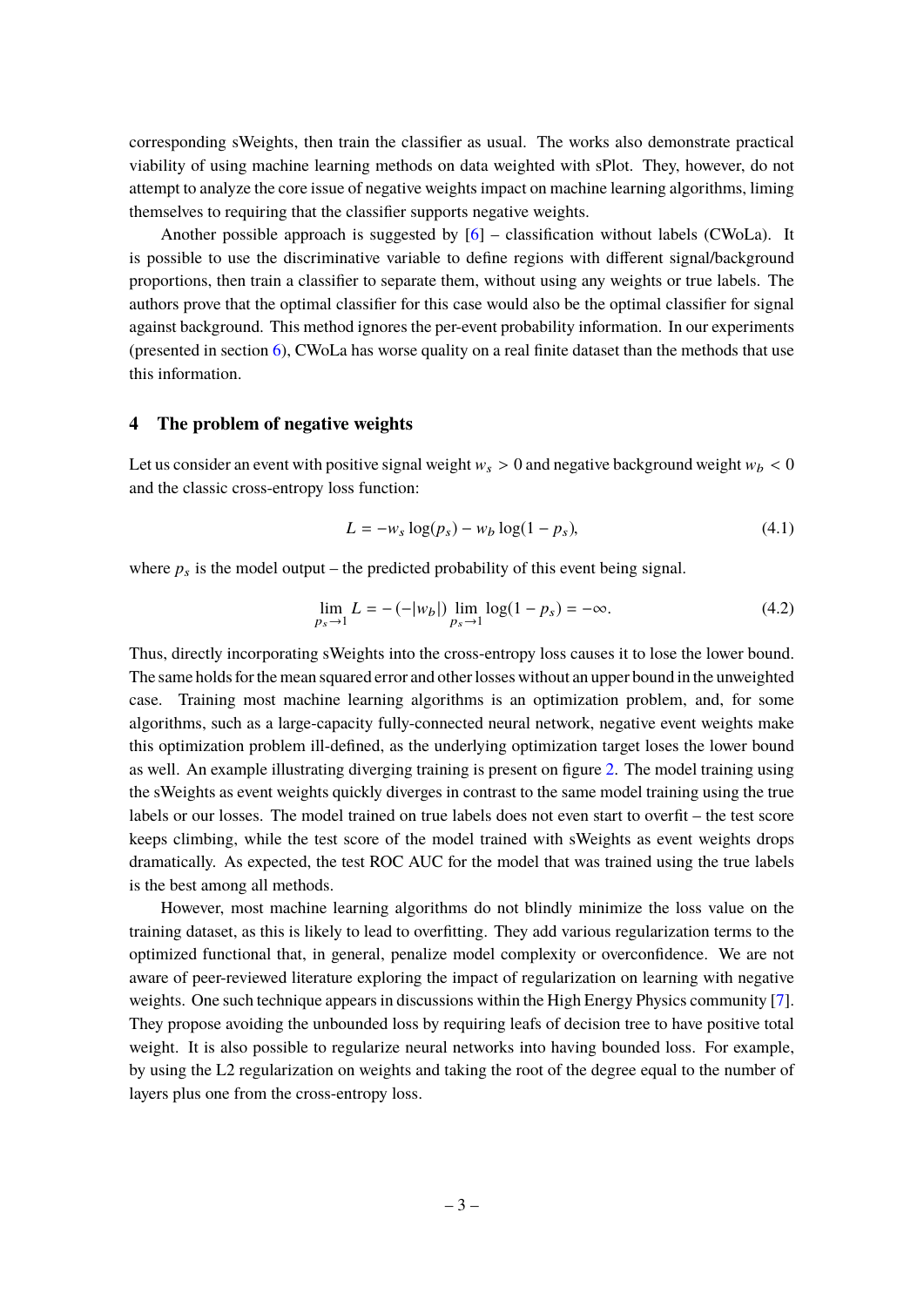corresponding sWeights, then train the classifier as usual. The works also demonstrate practical viability of using machine learning methods on data weighted with sPlot. They, however, do not attempt to analyze the core issue of negative weights impact on machine learning algorithms, liming themselves to requiring that the classifier supports negative weights.

Another possible approach is suggested by [6] – classification without labels (CWoLa). It is possible to use the discriminative variable to define regions with different signal/background proportions, then train a classifier to separate them, without using any weights or true labels. The authors prove that the optimal classifier for this case would also be the optimal classifier for signal against background. This method ignores the per-event probability information. In our experiments (presented in section 6), CWoLa has worse quality on a real finite dataset than the methods that use this information.

## 4 The problem of negative weights

Let us consider an event with positive signal weight $w_s > 0$ and negative background weight $w_b < 0$ and the classic cross-entropy loss function:

$$L = -w_s \log(p_s) - w_b \log(1 - p_s), \tag{4.1}$$

where $p_s$ is the model output – the predicted probability of this event being signal.

$$\lim_{p_s \to 1} L = -(-|w_b|) \lim_{p_s \to 1} \log(1 - p_s) = -\infty. \tag{4.2}$$

Thus, directly incorporating sWeights into the cross-entropy loss causes it to lose the lower bound. The same holds for the mean squared error and other losses without an upper bound in the unweighted case. Training most machine learning algorithms is an optimization problem, and, for some algorithms, such as a large-capacity fully-connected neural network, negative event weights make this optimization problem ill-defined, as the underlying optimization target loses the lower bound as well. An example illustrating diverging training is present on figure 2. The model training using the sWeights as event weights quickly diverges in contrast to the same model training using the true labels or our losses. The model trained on true labels does not even start to overfit – the test score keeps climbing, while the test score of the model trained with sWeights as event weights drops dramatically. As expected, the test ROC AUC for the model that was trained using the true labels is the best among all methods.

However, most machine learning algorithms do not blindly minimize the loss value on the training dataset, as this is likely to lead to overfitting. They add various regularization terms to the optimized functional that, in general, penalize model complexity or overconfidence. We are not aware of peer-reviewed literature exploring the impact of regularization on learning with negative weights. One such technique appears in discussions within the High Energy Physics community [7]. They propose avoiding the unbounded loss by requiring leafs of decision tree to have positive total weight. It is also possible to regularize neural networks into having bounded loss. For example, by using the L2 regularization on weights and taking the root of the degree equal to the number of layers plus one from the cross-entropy loss.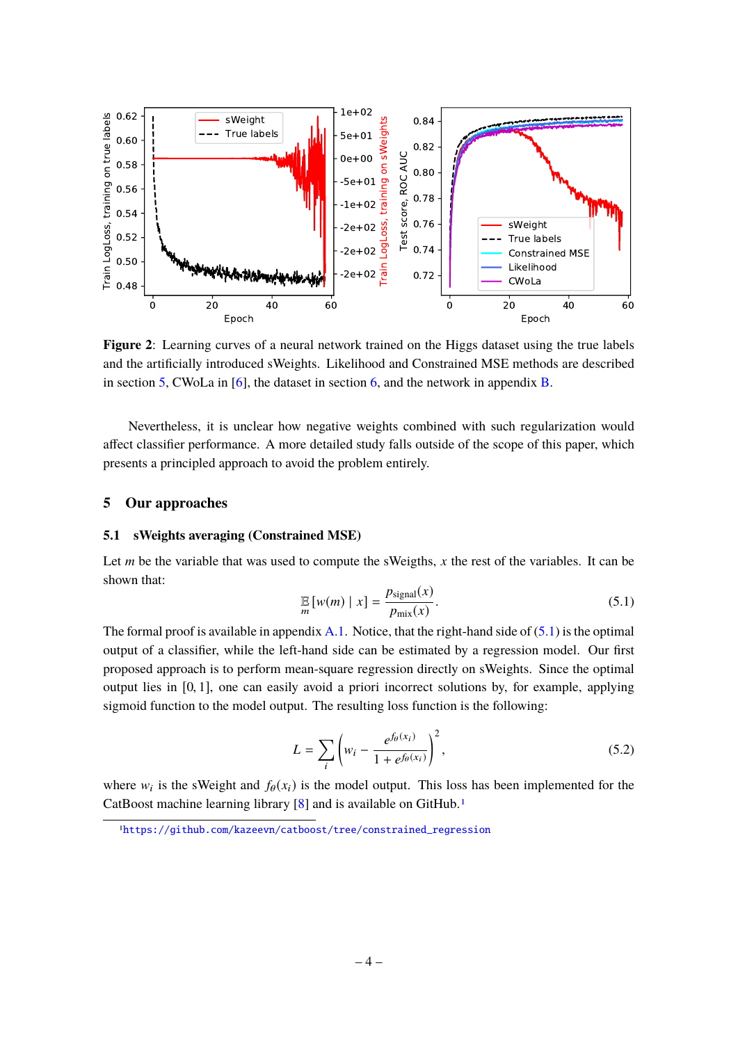**Figure 2**: Learning curves of a neural network trained on the Higgs dataset using the true labels and the artificially introduced sWeights. Likelihood and Constrained MSE methods are described in section 5, CWoLa in [6], the dataset in section 6, and the network in appendix B.

Nevertheless, it is unclear how negative weights combined with such regularization would affect classifier performance. A more detailed study falls outside of the scope of this paper, which presents a principled approach to avoid the problem entirely.

## 5 Our approaches

### 5.1 sWeights averaging (Constrained MSE)

Let $m$ be the variable that was used to compute the sWeigths, $x$ the rest of the variables. It can be shown that:

$$\mathop{\mathbb{E}}_{m}[w(m) \mid x] = \frac{p_{\text{signal}}(x)}{p_{\text{mix}}(x)}. \tag{5.1}$$

The formal proof is available in appendix A.1. Notice, that the right-hand side of (5.1) is the optimal output of a classifier, while the left-hand side can be estimated by a regression model. Our first proposed approach is to perform mean-square regression directly on sWeights. Since the optimal output lies in $[0, 1]$, one can easily avoid a priori incorrect solutions by, for example, applying sigmoid function to the model output. The resulting loss function is the following:

$$L = \sum_i \left( w_i - \frac{e^{f_\theta(x_i)}}{1 + e^{f_\theta(x_i)}} \right)^2, \tag{5.2}$$

where $w_i$ is the sWeight and $f_\theta(x_i)$ is the model output. This loss has been implemented for the CatBoost machine learning library [8] and is available on GitHub.[1]

[1] https://github.com/kazeevn/catboost/tree/constrained_regression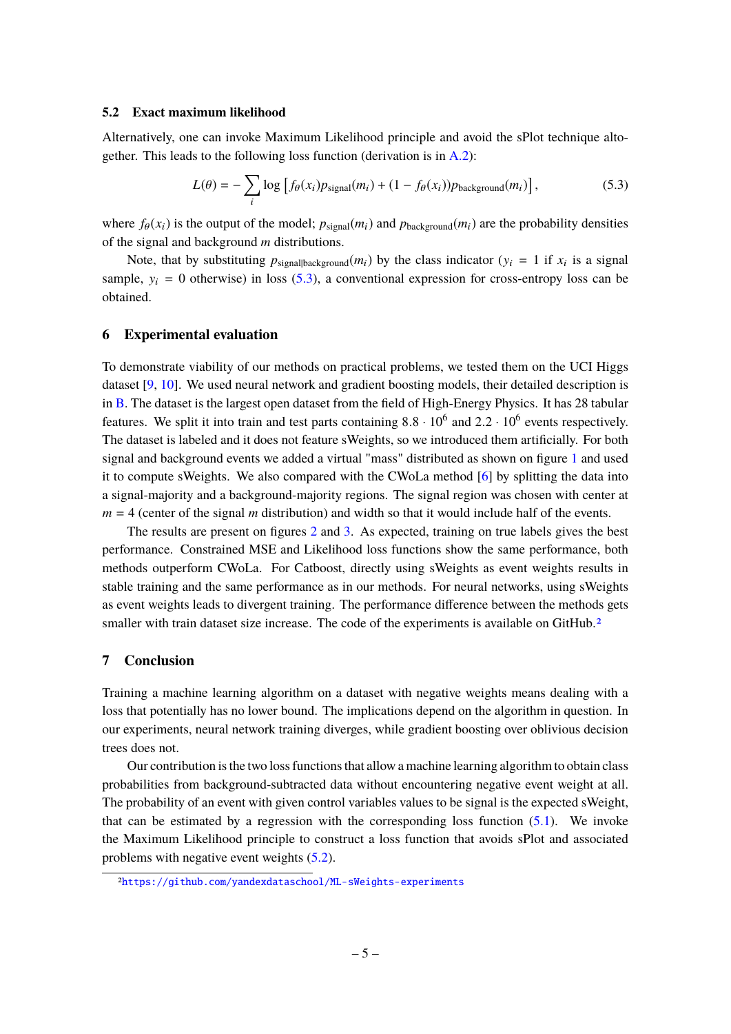### 5.2 Exact maximum likelihood

Alternatively, one can invoke Maximum Likelihood principle and avoid the sPlot technique altogether. This leads to the following loss function (derivation is in A.2):

$$L(\theta) = -\sum_i \log \left[ f_\theta(x_i) p_{\text{signal}}(m_i) + (1 - f_\theta(x_i)) p_{\text{background}}(m_i) \right], \tag{5.3}$$

where $f_\theta(x_i)$ is the output of the model; $p_{\text{signal}}(m_i)$ and $p_{\text{background}}(m_i)$ are the probability densities of the signal and background $m$ distributions.

Note, that by substituting $p_{\text{signal|background}}(m_i)$ by the class indicator ($y_i = 1$ if $x_i$ is a signal sample, $y_i = 0$ otherwise) in loss (5.3), a conventional expression for cross-entropy loss can be obtained.

## 6 Experimental evaluation

To demonstrate viability of our methods on practical problems, we tested them on the UCI Higgs dataset [9, 10]. We used neural network and gradient boosting models, their detailed description is in B. The dataset is the largest open dataset from the field of High-Energy Physics. It has 28 tabular features. We split it into train and test parts containing $8.8 \cdot 10^6$ and $2.2 \cdot 10^6$ events respectively. The dataset is labeled and it does not feature sWeights, so we introduced them artificially. For both signal and background events we added a virtual "mass" distributed as shown on figure 1 and used it to compute sWeights. We also compared with the CWoLa method [6] by splitting the data into a signal-majority and a background-majority regions. The signal region was chosen with center at $m = 4$ (center of the signal $m$ distribution) and width so that it would include half of the events.

The results are present on figures 2 and 3. As expected, training on true labels gives the best performance. Constrained MSE and Likelihood loss functions show the same performance, both methods outperform CWoLa. For Catboost, directly using sWeights as event weights results in stable training and the same performance as in our methods. For neural networks, using sWeights as event weights leads to divergent training. The performance difference between the methods gets smaller with train dataset size increase. The code of the experiments is available on GitHub.[2]

## 7 Conclusion

Training a machine learning algorithm on a dataset with negative weights means dealing with a loss that potentially has no lower bound. The implications depend on the algorithm in question. In our experiments, neural network training diverges, while gradient boosting over oblivious decision trees does not.

Our contribution is the two loss functions that allow a machine learning algorithm to obtain class probabilities from background-subtracted data without encountering negative event weight at all. The probability of an event with given control variables values to be signal is the expected sWeight, that can be estimated by a regression with the corresponding loss function (5.1). We invoke the Maximum Likelihood principle to construct a loss function that avoids sPlot and associated problems with negative event weights (5.2).

[2] https://github.com/yandexdataschool/ML-sWeights-experiments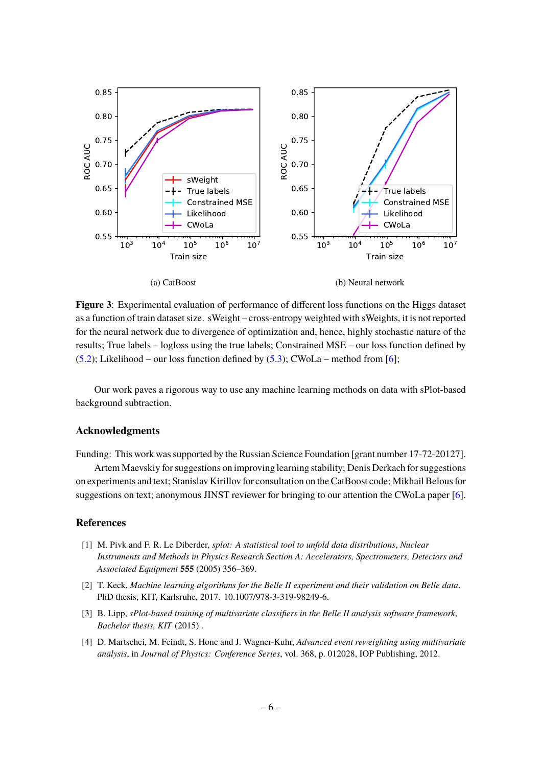(a) CatBoost

(b) Neural network

**Figure 3**: Experimental evaluation of performance of different loss functions on the Higgs dataset as a function of train dataset size. sWeight – cross-entropy weighted with sWeights, it is not reported for the neural network due to divergence of optimization and, hence, highly stochastic nature of the results; True labels – logloss using the true labels; Constrained MSE – our loss function defined by (5.2); Likelihood – our loss function defined by (5.3); CWoLa – method from [6];

Our work paves a rigorous way to use any machine learning methods on data with sPlot-based background subtraction.

## Acknowledgments

Funding: This work was supported by the Russian Science Foundation [grant number 17-72-20127].

Artem Maevskiy for suggestions on improving learning stability; Denis Derkach for suggestions on experiments and text; Stanislav Kirillov for consultation on the CatBoost code; Mikhail Belous for suggestions on text; anonymous JINST reviewer for bringing to our attention the CWoLa paper [6].

## References

[1] M. Pivk and F. R. Le Diberder, *splot: A statistical tool to unfold data distributions*, *Nuclear Instruments and Methods in Physics Research Section A: Accelerators, Spectrometers, Detectors and Associated Equipment* **555** (2005) 356–369.

[2] T. Keck, *Machine learning algorithms for the Belle II experiment and their validation on Belle data*. PhD thesis, KIT, Karlsruhe, 2017. 10.1007/978-3-319-98249-6.

[3] B. Lipp, *sPlot-based training of multivariate classifiers in the Belle II analysis software framework*, *Bachelor thesis, KIT* (2015) .

[4] D. Martschei, M. Feindt, S. Honc and J. Wagner-Kuhr, *Advanced event reweighting using multivariate analysis*, in *Journal of Physics: Conference Series*, vol. 368, p. 012028, IOP Publishing, 2012.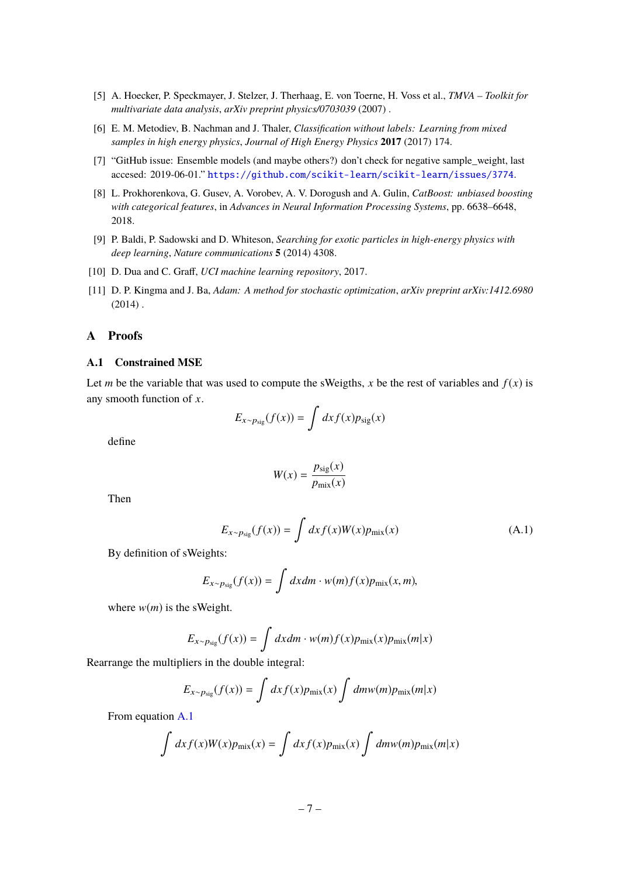[5] A. Hoecker, P. Speckmayer, J. Stelzer, J. Therhaag, E. von Toerne, H. Voss et al., *TMVA – Toolkit for multivariate data analysis*, *arXiv preprint physics/0703039* (2007) .

[6] E. M. Metodiev, B. Nachman and J. Thaler, *Classification without labels: Learning from mixed samples in high energy physics*, *Journal of High Energy Physics* **2017** (2017) 174.

[7] "GitHub issue: Ensemble models (and maybe others?) don't check for negative sample_weight, last accesed: 2019-06-01." https://github.com/scikit-learn/scikit-learn/issues/3774.

[8] L. Prokhorenkova, G. Gusev, A. Vorobev, A. V. Dorogush and A. Gulin, *CatBoost: unbiased boosting with categorical features*, in *Advances in Neural Information Processing Systems*, pp. 6638–6648, 2018.

[9] P. Baldi, P. Sadowski and D. Whiteson, *Searching for exotic particles in high-energy physics with deep learning*, *Nature communications* **5** (2014) 4308.

[10] D. Dua and C. Graff, *UCI machine learning repository*, 2017.

[11] D. P. Kingma and J. Ba, *Adam: A method for stochastic optimization*, *arXiv preprint arXiv:1412.6980* (2014) .

# A Proofs

## A.1 Constrained MSE

Let $m$ be the variable that was used to compute the sWeigths, $x$ be the rest of variables and $f(x)$ is any smooth function of $x$.

$$E_{x\sim p_{\text{sig}}}(f(x)) = \int dx f(x) p_{\text{sig}}(x)$$

define

$$W(x) = \frac{p_{\text{sig}}(x)}{p_{\text{mix}}(x)}$$

Then

$$E_{x\sim p_{\text{sig}}}(f(x)) = \int dx f(x) W(x) p_{\text{mix}}(x) \tag{A.1}$$

By definition of sWeights:

$$E_{x\sim p_{\text{sig}}}(f(x)) = \int dx dm \cdot w(m) f(x) p_{\text{mix}}(x, m),$$

where $w(m)$ is the sWeight.

$$E_{x\sim p_{\text{sig}}}(f(x)) = \int dx dm \cdot w(m) f(x) p_{\text{mix}}(x) p_{\text{mix}}(m|x)$$

Rearrange the multipliers in the double integral:

$$E_{x\sim p_{\text{sig}}}(f(x)) = \int dx f(x) p_{\text{mix}}(x) \int dm w(m) p_{\text{mix}}(m|x)$$

From equation A.1

$$\int dx f(x) W(x) p_{\text{mix}}(x) = \int dx f(x) p_{\text{mix}}(x) \int dm w(m) p_{\text{mix}}(m|x)$$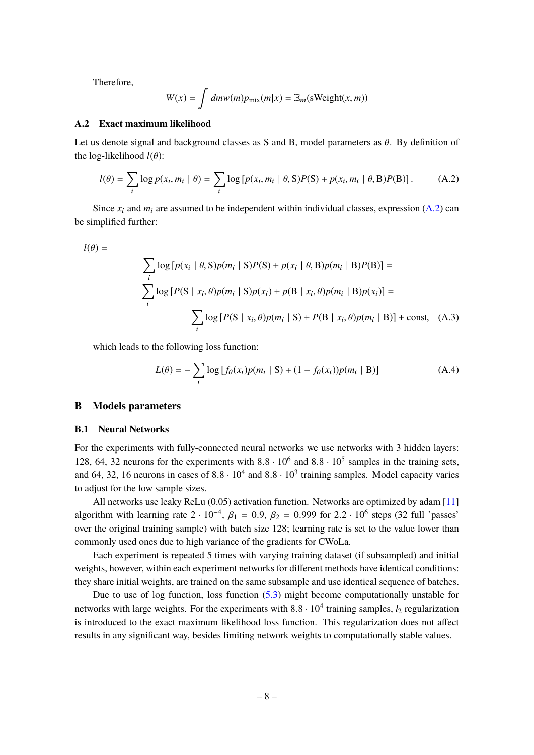Therefore,

$$W(x) = \int dm w(m) p_{\text{mix}}(m|x) = \mathbb{E}_m(\text{sWeight}(x, m))$$

### A.2 Exact maximum likelihood

Let us denote signal and background classes as S and B, model parameters as $\theta$. By definition of the log-likelihood $l(\theta)$:

$$l(\theta) = \sum_i \log p(x_i, m_i \mid \theta) = \sum_i \log \left[ p(x_i, m_i \mid \theta, \text{S}) P(\text{S}) + p(x_i, m_i \mid \theta, \text{B}) P(\text{B}) \right]. \tag{A.2}$$

Since $x_i$ and $m_i$ are assumed to be independent within individual classes, expression (A.2) can be simplified further:

$$\begin{aligned}
l(\theta) = &\\
&\sum_i \log \left[ p(x_i \mid \theta, \text{S}) p(m_i \mid \text{S}) P(\text{S}) + p(x_i \mid \theta, \text{B}) p(m_i \mid \text{B}) P(\text{B}) \right] = \\
&\sum_i \log \left[ P(\text{S} \mid x_i, \theta) p(m_i \mid \text{S}) p(x_i) + p(\text{B} \mid x_i, \theta) p(m_i \mid \text{B}) p(x_i) \right] = \\
&\qquad \sum_i \log \left[ P(\text{S} \mid x_i, \theta) p(m_i \mid \text{S}) + P(\text{B} \mid x_i, \theta) p(m_i \mid \text{B}) \right] + \text{const},
\end{aligned} \tag{A.3}$$

which leads to the following loss function:

$$L(\theta) = -\sum_i \log \left[ f_\theta(x_i) p(m_i \mid \text{S}) + (1 - f_\theta(x_i)) p(m_i \mid \text{B}) \right] \tag{A.4}$$

## B Models parameters

### B.1 Neural Networks

For the experiments with fully-connected neural networks we use networks with 3 hidden layers: 128, 64, 32 neurons for the experiments with $8.8 \cdot 10^6$ and $8.8 \cdot 10^5$ samples in the training sets, and 64, 32, 16 neurons in cases of $8.8 \cdot 10^4$ and $8.8 \cdot 10^3$ training samples. Model capacity varies to adjust for the low sample sizes.

All networks use leaky ReLu (0.05) activation function. Networks are optimized by adam [11] algorithm with learning rate $2 \cdot 10^{-4}$, $\beta_1 = 0.9$, $\beta_2 = 0.999$ for $2.2 \cdot 10^6$ steps (32 full 'passes' over the original training sample) with batch size 128; learning rate is set to the value lower than commonly used ones due to high variance of the gradients for CWoLa.

Each experiment is repeated 5 times with varying training dataset (if subsampled) and initial weights, however, within each experiment networks for different methods have identical conditions: they share initial weights, are trained on the same subsample and use identical sequence of batches.

Due to use of log function, loss function (5.3) might become computationally unstable for networks with large weights. For the experiments with $8.8 \cdot 10^4$ training samples, $l_2$ regularization is introduced to the exact maximum likelihood loss function. This regularization does not affect results in any significant way, besides limiting network weights to computationally stable values.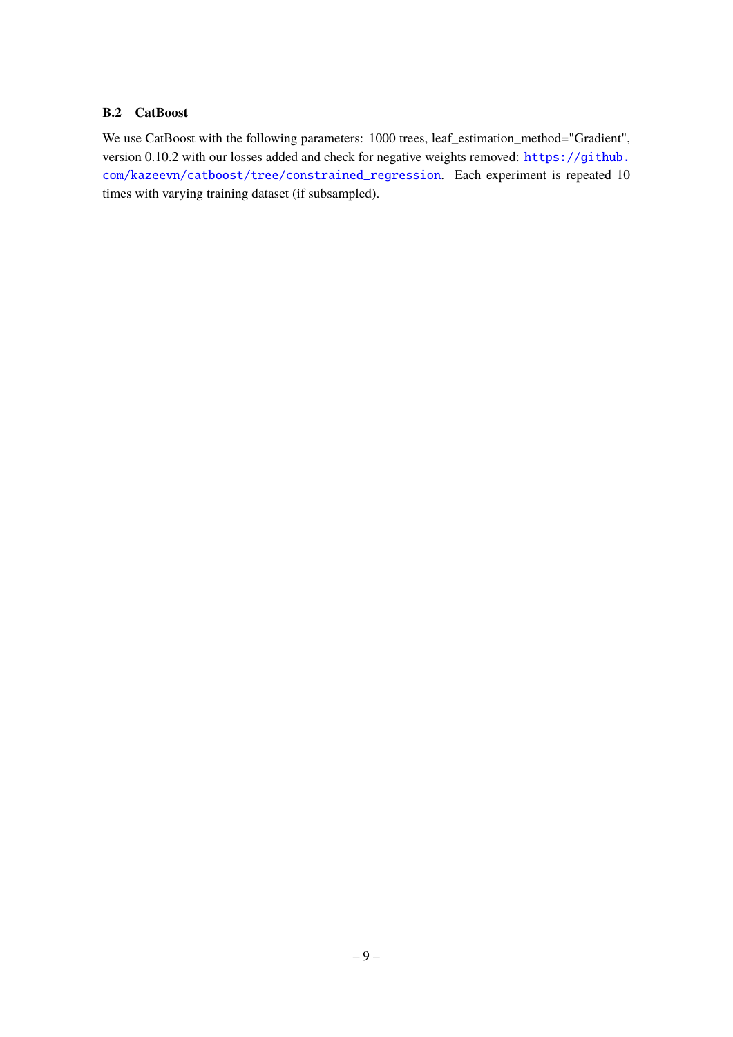### B.2 CatBoost

We use CatBoost with the following parameters: 1000 trees, leaf_estimation_method="Gradient", version 0.10.2 with our losses added and check for negative weights removed: https://github.com/kazeevn/catboost/tree/constrained_regression. Each experiment is repeated 10 times with varying training dataset (if subsampled).